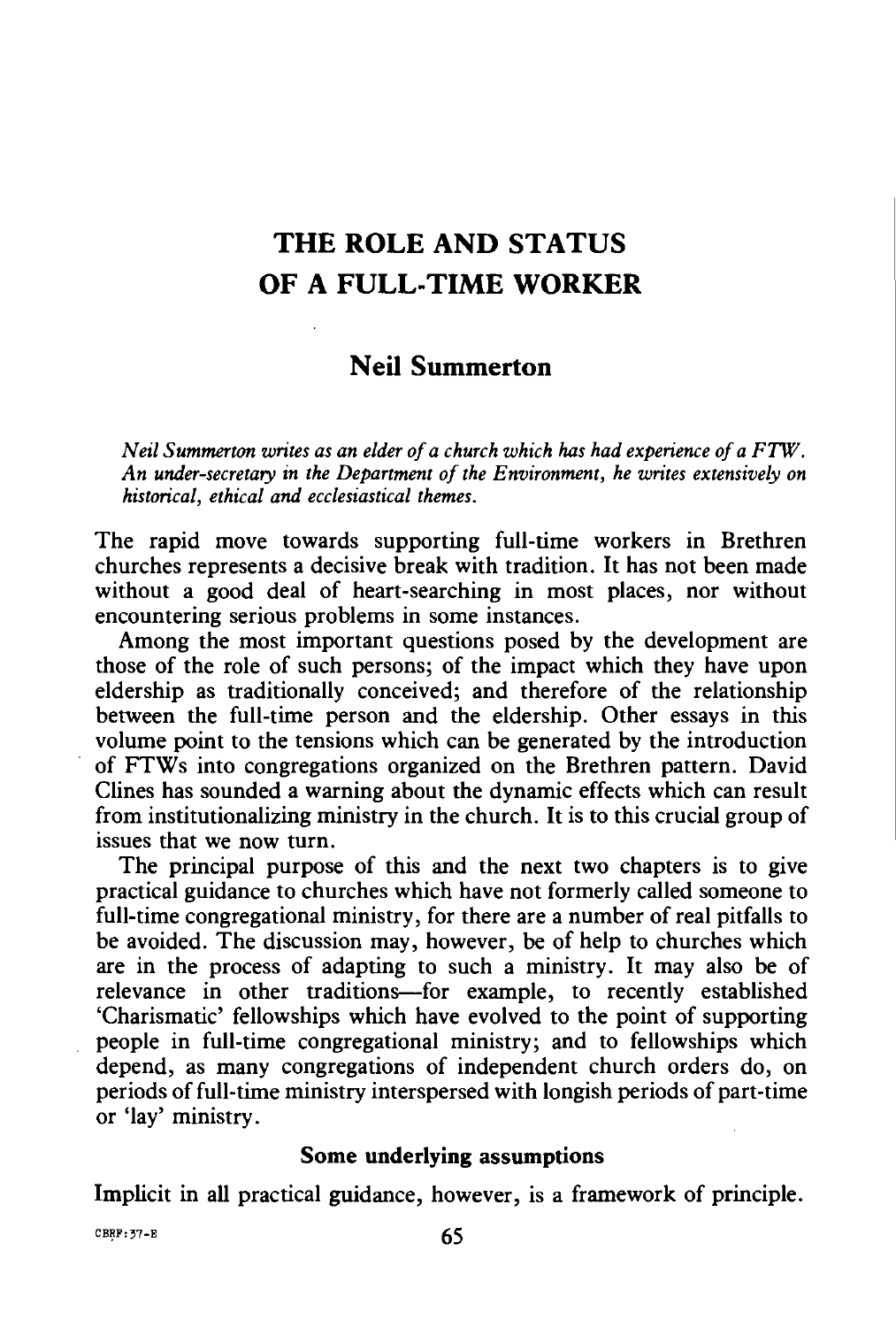# THE ROLE AND STATUS OF A FULL-TIME WORKER

## Neil Summerton

*Neil Summerton writes as an elder of a church which has had experience of a FTW. An under-secretary in the Department of the Environment, he writes extensively on historical, ethical and ecclesiastical themes.*

The rapid move towards supporting full-time workers in Brethren churches represents a decisive break with tradition. It has not been made without a good deal of heart-searching in most places, nor without encountering serious problems in some instances.

Among the most important questions posed by the development are those of the role of such persons; of the impact which they have upon eldership as traditionally conceived; and therefore of the relationship between the full-time person and the eldership. Other essays in this volume point to the tensions which can be generated by the introduction of FTWs into congregations organized on the Brethren pattern. David Clines has sounded a warning about the dynamic effects which can result from institutionalizing ministry in the church. It is to this crucial group of issues that we now turn.

The principal purpose of this and the next two chapters is to give practical guidance to churches which have not formerly called someone to full-time congregational ministry, for there are a number of real pitfalls to be avoided. The discussion may, however, be of help to churches which are in the process of adapting to such a ministry. It may also be of relevance in other traditions—for example, to recently established 'Charismatic' fellowships which have evolved to the point of supporting people in full-time congregational ministry; and to fellowships which depend, as many congregations of independent church orders do, on periods of full-time ministry interspersed with longish periods of part-time or 'lay' ministry.

### Some underlying assumptions

Implicit in all practical guidance, however, is a framework of principle.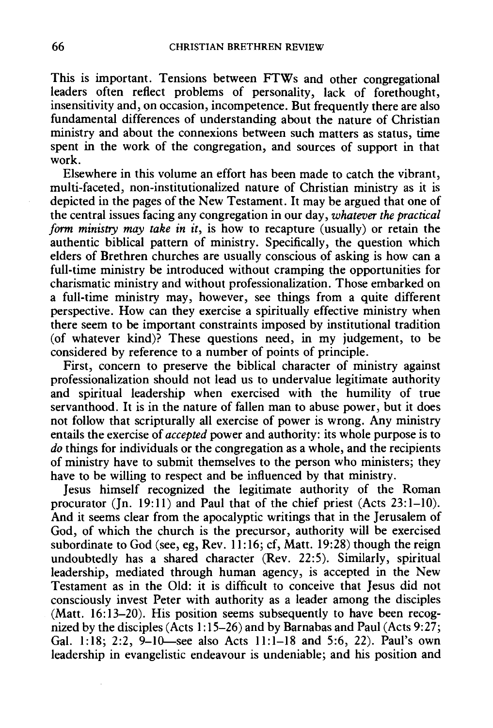This is important. Tensions between FTWs and other congregational leaders often reflect problems of personality, lack of forethought, insensitivity and, on occasion, incompetence. But frequently there are also fundamental differences of understanding about the nature of Christian ministry and about the connexions between such matters as status, time spent in the work of the congregation, and sources of support in that work.

Elsewhere in this volume an effort has been made to catch the vibrant, multi-faceted, non-institutionalized nature of Christian ministry as it is depicted in the pages of the New Testament. It may be argued that one of the central issues facing any congregation in our day, *whatever the practical form ministry may take in it*, is how to recapture (usually) or retain the authentic biblical pattern of ministry. Specifically, the question which elders of Brethren churches are usually conscious of asking is how can a full-time ministry be introduced without cramping the opportunities for charismatic ministry and without professionalization. Those embarked on a full-time ministry may, however, see things from a quite different perspective. How can they exercise a spiritually effective ministry when there seem to be important constraints imposed by institutional tradition (of whatever kind)? These questions need, in my judgement, to be considered by reference to a number of points of principle.

First, concern to preserve the biblical character of ministry against professionalization should not lead us to undervalue legitimate authority and spiritual leadership when exercised with the humility of true servanthood. It is in the nature of fallen man to abuse power, but it does not follow that scripturally all exercise of power is wrong. Any ministry entails the exercise of *accepted* power and authority: its whole purpose is to *do* things for individuals or the congregation as a whole, and the recipients of ministry have to submit themselves to the person who ministers; they have to be willing to respect and be influenced by that ministry.

Jesus himself recognized the legitimate authority of the Roman procurator (Jn. 19:11) and Paul that of the chief priest (Acts 23:1–10). And it seems clear from the apocalyptic writings that in the Jerusalem of God, of which the church is the precursor, authority will be exercised subordinate to God (see, eg, Rev. 11:16; cf, Matt. 19:28) though the reign undoubtedly has a shared character (Rev. 22:5). Similarly, spiritual leadership, mediated through human agency, is accepted in the New Testament as in the Old: it is difficult to conceive that Jesus did not consciously invest Peter with authority as a leader among the disciples (Matt. 16:13–20). His position seems subsequently to have been recognized by the disciples (Acts 1:15–26) and by Barnabas and Paul (Acts 9:27; Gal. 1:18; 2:2, 9–10—see also Acts 11:1–18 and 5:6, 22). Paul's own leadership in evangelistic endeavour is undeniable; and his position and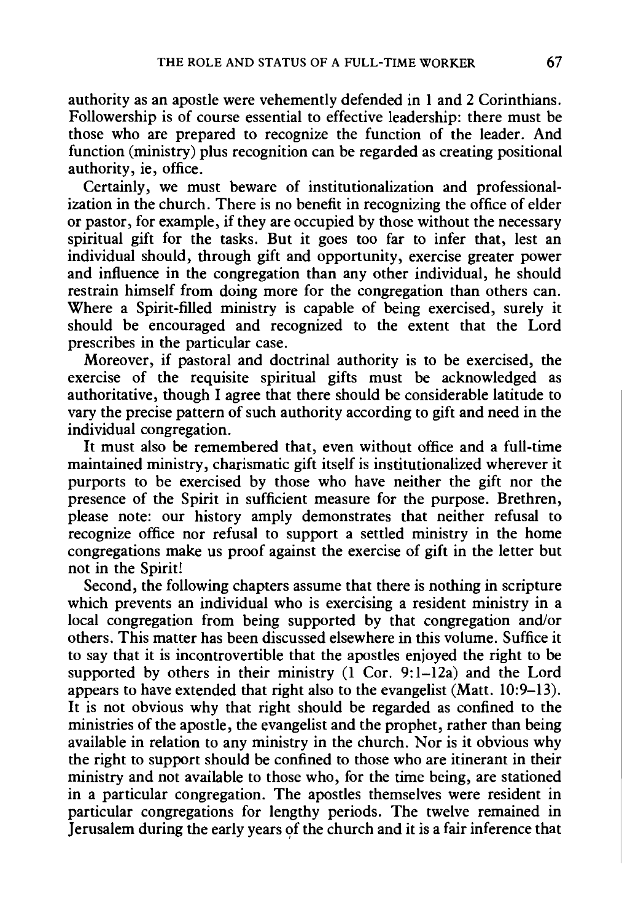authority as an apostle were vehemently defended in 1 and 2 Corinthians. Followership is of course essential to effective leadership: there must be those who are prepared to recognize the function of the leader. And function (ministry) plus recognition can be regarded as creating positional authority, ie, office.

Certainly, we must beware of institutionalization and professionalization in the church. There is no benefit in recognizing the office of elder or pastor, for example, if they are occupied by those without the necessary spiritual gift for the tasks. But it goes too far to infer that, lest an individual should, through gift and opportunity, exercise greater power and influence in the congregation than any other individual, he should restrain himself from doing more for the congregation than others can. Where a Spirit-filled ministry is capable of being exercised, surely it should be encouraged and recognized to the extent that the Lord prescribes in the particular case.

Moreover, if pastoral and doctrinal authority is to be exercised, the exercise of the requisite spiritual gifts must be acknowledged as authoritative, though I agree that there should be considerable latitude to vary the precise pattern of such authority according to gift and need in the individual congregation.

It must also be remembered that, even without office and a full-time maintained ministry, charismatic gift itself is institutionalized wherever it purports to be exercised by those who have neither the gift nor the presence of the Spirit in sufficient measure for the purpose. Brethren, please note: our history amply demonstrates that neither refusal to recognize office nor refusal to support a settled ministry in the home congregations make us proof against the exercise of gift in the letter but not in the Spirit!

Second, the following chapters assume that there is nothing in scripture which prevents an individual who is exercising a resident ministry in a local congregation from being supported by that congregation and/or others. This matter has been discussed elsewhere in this volume. Suffice it to say that it is incontrovertible that the apostles enjoyed the right to be supported by others in their ministry (1 Cor. 9:1–12a) and the Lord appears to have extended that right also to the evangelist (Matt. 10:9–13). It is not obvious why that right should be regarded as confined to the ministries of the apostle, the evangelist and the prophet, rather than being available in relation to any ministry in the church. Nor is it obvious why the right to support should be confined to those who are itinerant in their ministry and not available to those who, for the time being, are stationed in a particular congregation. The apostles themselves were resident in particular congregations for lengthy periods. The twelve remained in Jerusalem during the early years of the church and it is a fair inference that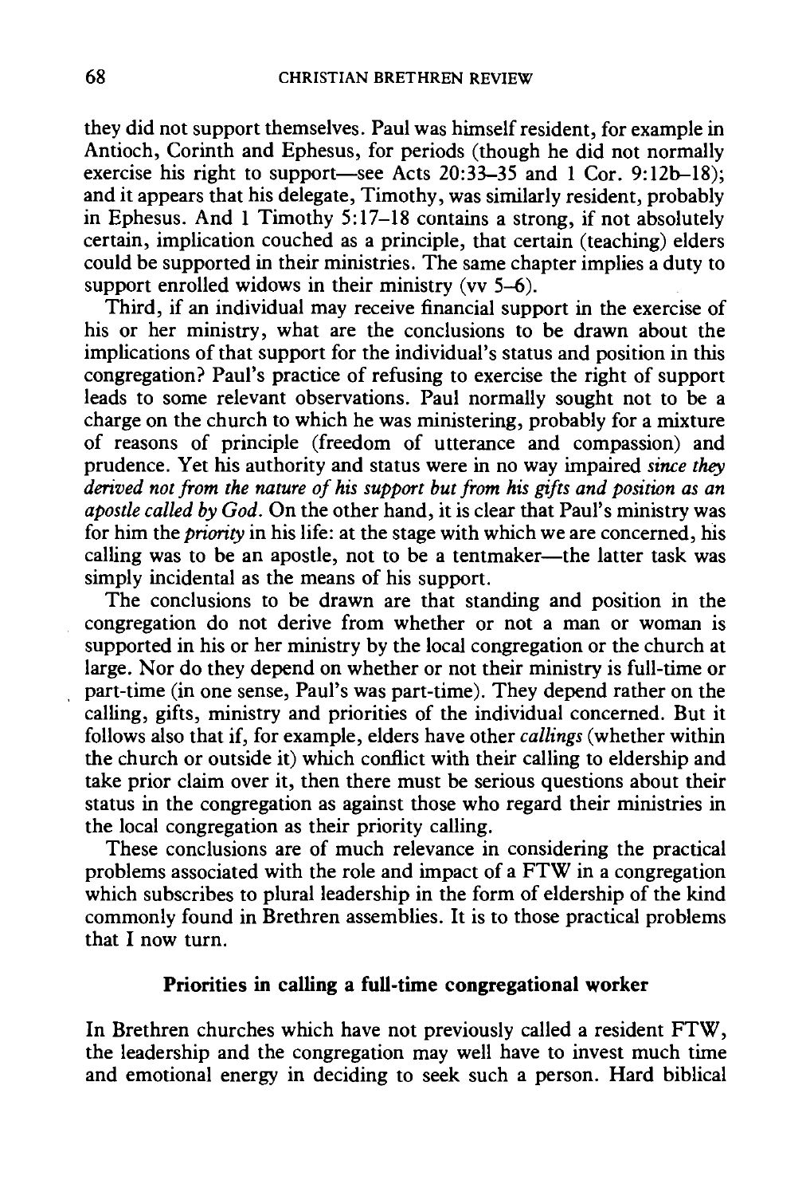they did not support themselves. Paul was himself resident, for example in Antioch, Corinth and Ephesus, for periods (though he did not normally exercise his right to support—see Acts 20:33–35 and 1 Cor. 9:12b–18); and it appears that his delegate, Timothy, was similarly resident, probably in Ephesus. And 1 Timothy 5:17–18 contains a strong, if not absolutely certain, implication couched as a principle, that certain (teaching) elders could be supported in their ministries. The same chapter implies a duty to support enrolled widows in their ministry (vv 5–6).

Third, if an individual may receive financial support in the exercise of his or her ministry, what are the conclusions to be drawn about the implications of that support for the individual's status and position in this congregation? Paul's practice of refusing to exercise the right of support leads to some relevant observations. Paul normally sought not to be a charge on the church to which he was ministering, probably for a mixture of reasons of principle (freedom of utterance and compassion) and prudence. Yet his authority and status were in no way impaired *since they derived not from the nature of his support but from his gifts and position as an apostle called by God.* On the other hand, it is clear that Paul's ministry was for him the *priority* in his life: at the stage with which we are concerned, his calling was to be an apostle, not to be a tentmaker—the latter task was simply incidental as the means of his support.

The conclusions to be drawn are that standing and position in the congregation do not derive from whether or not a man or woman is supported in his or her ministry by the local congregation or the church at large. Nor do they depend on whether or not their ministry is full-time or part-time (in one sense, Paul's was part-time). They depend rather on the calling, gifts, ministry and priorities of the individual concerned. But it follows also that if, for example, elders have other *callings* (whether within the church or outside it) which conflict with their calling to eldership and take prior claim over it, then there must be serious questions about their status in the congregation as against those who regard their ministries in the local congregation as their priority calling.

These conclusions are of much relevance in considering the practical problems associated with the role and impact of a FTW in a congregation which subscribes to plural leadership in the form of eldership of the kind commonly found in Brethren assemblies. It is to those practical problems that I now turn.

### Priorities in calling a full-time congregational worker

In Brethren churches which have not previously called a resident FTW, the leadership and the congregation may well have to invest much time and emotional energy in deciding to seek such a person. Hard biblical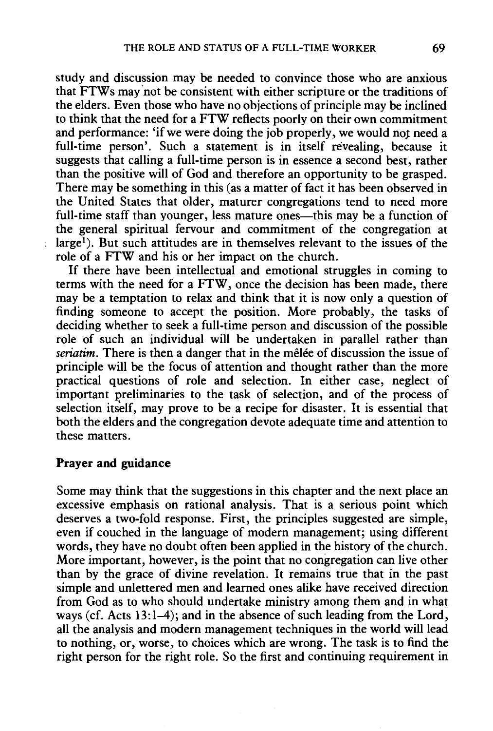study and discussion may be needed to convince those who are anxious that FTWs may not be consistent with either scripture or the traditions of the elders. Even those who have no objections of principle may be inclined to think that the need for a FTW reflects poorly on their own commitment and performance: 'if we were doing the job properly, we would not need a full-time person'. Such a statement is in itself revealing, because it suggests that calling a full-time person is in essence a second best, rather than the positive will of God and therefore an opportunity to be grasped. There may be something in this (as a matter of fact it has been observed in the United States that older, maturer congregations tend to need more full-time staff than younger, less mature ones—this may be a function of the general spiritual fervour and commitment of the congregation at large[1]). But such attitudes are in themselves relevant to the issues of the role of a FTW and his or her impact on the church.

If there have been intellectual and emotional struggles in coming to terms with the need for a FTW, once the decision has been made, there may be a temptation to relax and think that it is now only a question of finding someone to accept the position. More probably, the tasks of deciding whether to seek a full-time person and discussion of the possible role of such an individual will be undertaken in parallel rather than *seriatim*. There is then a danger that in the mêlée of discussion the issue of principle will be the focus of attention and thought rather than the more practical questions of role and selection. In either case, neglect of important preliminaries to the task of selection, and of the process of selection itself, may prove to be a recipe for disaster. It is essential that both the elders and the congregation devote adequate time and attention to these matters.

## Prayer and guidance

Some may think that the suggestions in this chapter and the next place an excessive emphasis on rational analysis. That is a serious point which deserves a two-fold response. First, the principles suggested are simple, even if couched in the language of modern management; using different words, they have no doubt often been applied in the history of the church. More important, however, is the point that no congregation can live other than by the grace of divine revelation. It remains true that in the past simple and unlettered men and learned ones alike have received direction from God as to who should undertake ministry among them and in what ways (cf. Acts 13:1–4); and in the absence of such leading from the Lord, all the analysis and modern management techniques in the world will lead to nothing, or, worse, to choices which are wrong. The task is to find the right person for the right role. So the first and continuing requirement in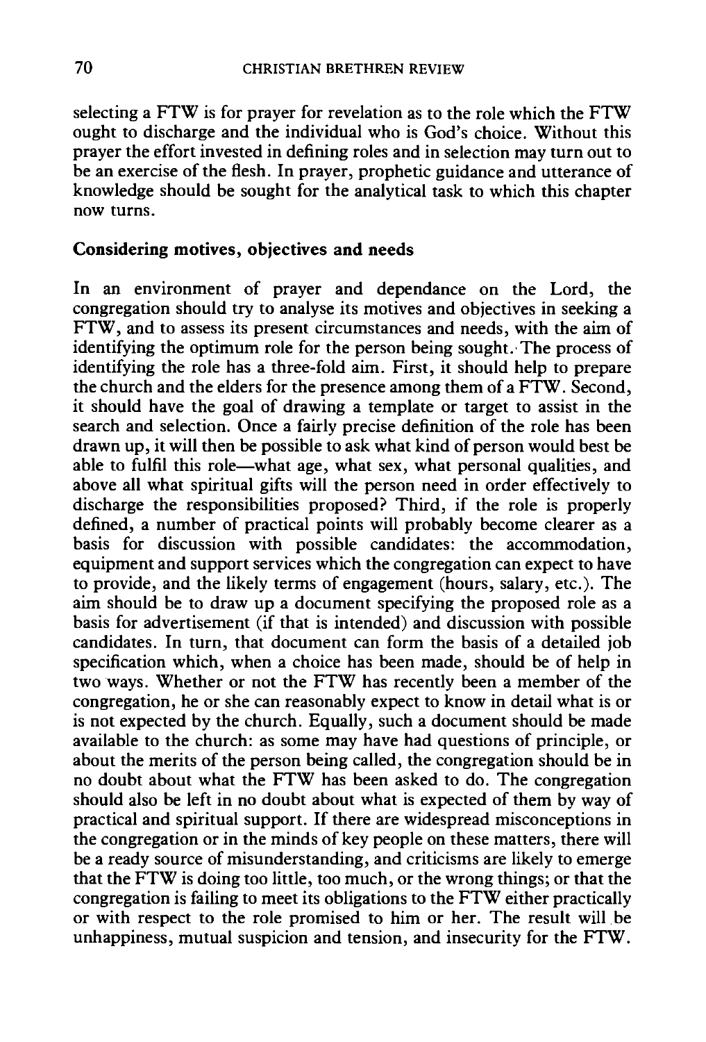selecting a FTW is for prayer for revelation as to the role which the FTW ought to discharge and the individual who is God's choice. Without this prayer the effort invested in defining roles and in selection may turn out to be an exercise of the flesh. In prayer, prophetic guidance and utterance of knowledge should be sought for the analytical task to which this chapter now turns.

## Considering motives, objectives and needs

In an environment of prayer and dependance on the Lord, the congregation should try to analyse its motives and objectives in seeking a FTW, and to assess its present circumstances and needs, with the aim of identifying the optimum role for the person being sought. The process of identifying the role has a three-fold aim. First, it should help to prepare the church and the elders for the presence among them of a FTW. Second, it should have the goal of drawing a template or target to assist in the search and selection. Once a fairly precise definition of the role has been drawn up, it will then be possible to ask what kind of person would best be able to fulfil this role—what age, what sex, what personal qualities, and above all what spiritual gifts will the person need in order effectively to discharge the responsibilities proposed? Third, if the role is properly defined, a number of practical points will probably become clearer as a basis for discussion with possible candidates: the accommodation, equipment and support services which the congregation can expect to have to provide, and the likely terms of engagement (hours, salary, etc.). The aim should be to draw up a document specifying the proposed role as a basis for advertisement (if that is intended) and discussion with possible candidates. In turn, that document can form the basis of a detailed job specification which, when a choice has been made, should be of help in two ways. Whether or not the FTW has recently been a member of the congregation, he or she can reasonably expect to know in detail what is or is not expected by the church. Equally, such a document should be made available to the church: as some may have had questions of principle, or about the merits of the person being called, the congregation should be in no doubt about what the FTW has been asked to do. The congregation should also be left in no doubt about what is expected of them by way of practical and spiritual support. If there are widespread misconceptions in the congregation or in the minds of key people on these matters, there will be a ready source of misunderstanding, and criticisms are likely to emerge that the FTW is doing too little, too much, or the wrong things; or that the congregation is failing to meet its obligations to the FTW either practically or with respect to the role promised to him or her. The result will be unhappiness, mutual suspicion and tension, and insecurity for the FTW.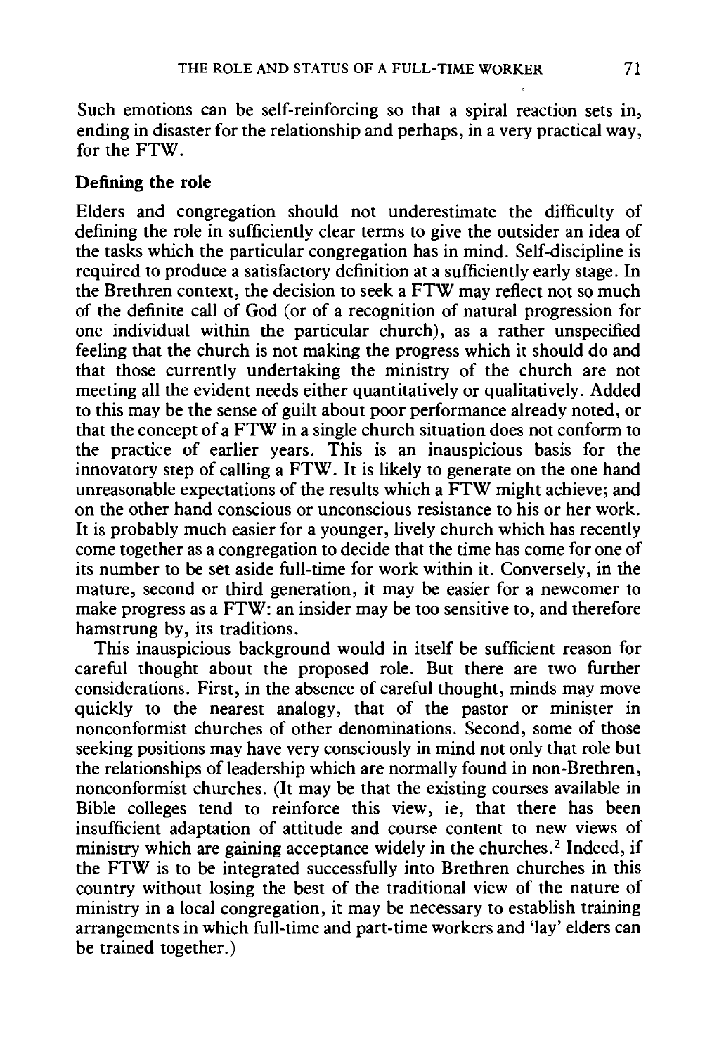Such emotions can be self-reinforcing so that a spiral reaction sets in, ending in disaster for the relationship and perhaps, in a very practical way, for the FTW.

**Defining the role**

Elders and congregation should not underestimate the difficulty of defining the role in sufficiently clear terms to give the outsider an idea of the tasks which the particular congregation has in mind. Self-discipline is required to produce a satisfactory definition at a sufficiently early stage. In the Brethren context, the decision to seek a FTW may reflect not so much of the definite call of God (or of a recognition of natural progression for one individual within the particular church), as a rather unspecified feeling that the church is not making the progress which it should do and that those currently undertaking the ministry of the church are not meeting all the evident needs either quantitatively or qualitatively. Added to this may be the sense of guilt about poor performance already noted, or that the concept of a FTW in a single church situation does not conform to the practice of earlier years. This is an inauspicious basis for the innovatory step of calling a FTW. It is likely to generate on the one hand unreasonable expectations of the results which a FTW might achieve; and on the other hand conscious or unconscious resistance to his or her work. It is probably much easier for a younger, lively church which has recently come together as a congregation to decide that the time has come for one of its number to be set aside full-time for work within it. Conversely, in the mature, second or third generation, it may be easier for a newcomer to make progress as a FTW: an insider may be too sensitive to, and therefore hamstrung by, its traditions.

This inauspicious background would in itself be sufficient reason for careful thought about the proposed role. But there are two further considerations. First, in the absence of careful thought, minds may move quickly to the nearest analogy, that of the pastor or minister in nonconformist churches of other denominations. Second, some of those seeking positions may have very consciously in mind not only that role but the relationships of leadership which are normally found in non-Brethren, nonconformist churches. (It may be that the existing courses available in Bible colleges tend to reinforce this view, ie, that there has been insufficient adaptation of attitude and course content to new views of ministry which are gaining acceptance widely in the churches.[2] Indeed, if the FTW is to be integrated successfully into Brethren churches in this country without losing the best of the traditional view of the nature of ministry in a local congregation, it may be necessary to establish training arrangements in which full-time and part-time workers and 'lay' elders can be trained together.)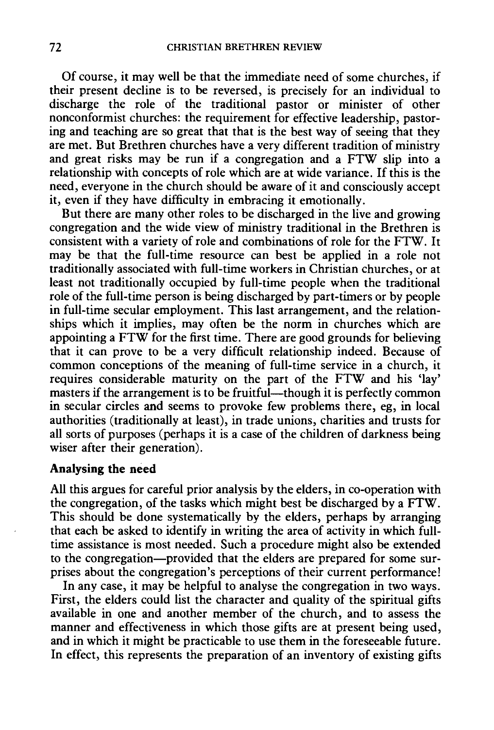Of course, it may well be that the immediate need of some churches, if their present decline is to be reversed, is precisely for an individual to discharge the role of the traditional pastor or minister of other nonconformist churches: the requirement for effective leadership, pastoring and teaching are so great that that is the best way of seeing that they are met. But Brethren churches have a very different tradition of ministry and great risks may be run if a congregation and a FTW slip into a relationship with concepts of role which are at wide variance. If this is the need, everyone in the church should be aware of it and consciously accept it, even if they have difficulty in embracing it emotionally.

But there are many other roles to be discharged in the live and growing congregation and the wide view of ministry traditional in the Brethren is consistent with a variety of role and combinations of role for the FTW. It may be that the full-time resource can best be applied in a role not traditionally associated with full-time workers in Christian churches, or at least not traditionally occupied by full-time people when the traditional role of the full-time person is being discharged by part-timers or by people in full-time secular employment. This last arrangement, and the relationships which it implies, may often be the norm in churches which are appointing a FTW for the first time. There are good grounds for believing that it can prove to be a very difficult relationship indeed. Because of common conceptions of the meaning of full-time service in a church, it requires considerable maturity on the part of the FTW and his 'lay' masters if the arrangement is to be fruitful—though it is perfectly common in secular circles and seems to provoke few problems there, eg, in local authorities (traditionally at least), in trade unions, charities and trusts for all sorts of purposes (perhaps it is a case of the children of darkness being wiser after their generation).

**Analysing the need**

All this argues for careful prior analysis by the elders, in co-operation with the congregation, of the tasks which might best be discharged by a FTW. This should be done systematically by the elders, perhaps by arranging that each be asked to identify in writing the area of activity in which full-time assistance is most needed. Such a procedure might also be extended to the congregation—provided that the elders are prepared for some surprises about the congregation's perceptions of their current performance!

In any case, it may be helpful to analyse the congregation in two ways. First, the elders could list the character and quality of the spiritual gifts available in one and another member of the church, and to assess the manner and effectiveness in which those gifts are at present being used, and in which it might be practicable to use them in the foreseeable future. In effect, this represents the preparation of an inventory of existing gifts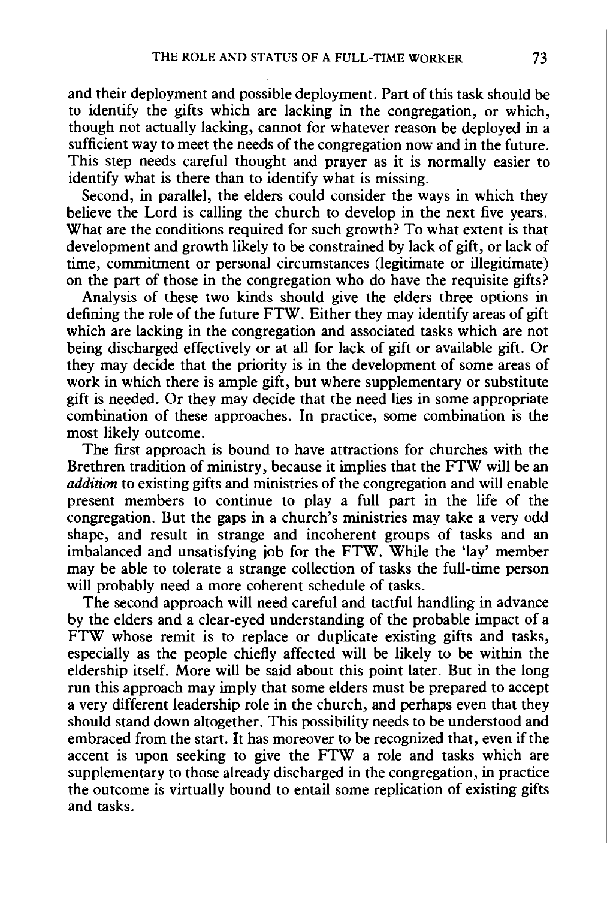and their deployment and possible deployment. Part of this task should be to identify the gifts which are lacking in the congregation, or which, though not actually lacking, cannot for whatever reason be deployed in a sufficient way to meet the needs of the congregation now and in the future. This step needs careful thought and prayer as it is normally easier to identify what is there than to identify what is missing.

Second, in parallel, the elders could consider the ways in which they believe the Lord is calling the church to develop in the next five years. What are the conditions required for such growth? To what extent is that development and growth likely to be constrained by lack of gift, or lack of time, commitment or personal circumstances (legitimate or illegitimate) on the part of those in the congregation who do have the requisite gifts?

Analysis of these two kinds should give the elders three options in defining the role of the future FTW. Either they may identify areas of gift which are lacking in the congregation and associated tasks which are not being discharged effectively or at all for lack of gift or available gift. Or they may decide that the priority is in the development of some areas of work in which there is ample gift, but where supplementary or substitute gift is needed. Or they may decide that the need lies in some appropriate combination of these approaches. In practice, some combination is the most likely outcome.

The first approach is bound to have attractions for churches with the Brethren tradition of ministry, because it implies that the FTW will be an *addition* to existing gifts and ministries of the congregation and will enable present members to continue to play a full part in the life of the congregation. But the gaps in a church's ministries may take a very odd shape, and result in strange and incoherent groups of tasks and an imbalanced and unsatisfying job for the FTW. While the 'lay' member may be able to tolerate a strange collection of tasks the full-time person will probably need a more coherent schedule of tasks.

The second approach will need careful and tactful handling in advance by the elders and a clear-eyed understanding of the probable impact of a FTW whose remit is to replace or duplicate existing gifts and tasks, especially as the people chiefly affected will be likely to be within the eldership itself. More will be said about this point later. But in the long run this approach may imply that some elders must be prepared to accept a very different leadership role in the church, and perhaps even that they should stand down altogether. This possibility needs to be understood and embraced from the start. It has moreover to be recognized that, even if the accent is upon seeking to give the FTW a role and tasks which are supplementary to those already discharged in the congregation, in practice the outcome is virtually bound to entail some replication of existing gifts and tasks.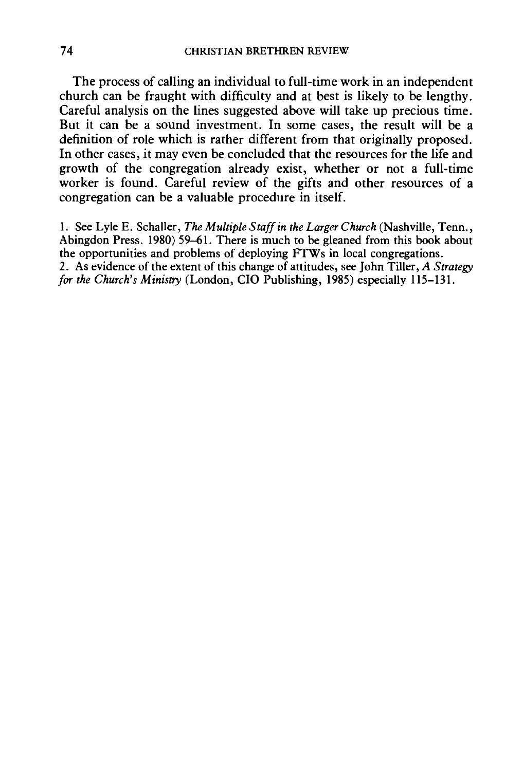The process of calling an individual to full-time work in an independent church can be fraught with difficulty and at best is likely to be lengthy. Careful analysis on the lines suggested above will take up precious time. But it can be a sound investment. In some cases, the result will be a definition of role which is rather different from that originally proposed. In other cases, it may even be concluded that the resources for the life and growth of the congregation already exist, whether or not a full-time worker is found. Careful review of the gifts and other resources of a congregation can be a valuable procedure in itself.

1. See Lyle E. Schaller, *The Multiple Staff in the Larger Church* (Nashville, Tenn., Abingdon Press. 1980) 59–61. There is much to be gleaned from this book about the opportunities and problems of deploying FTWs in local congregations.
2. As evidence of the extent of this change of attitudes, see John Tiller, *A Strategy for the Church's Ministry* (London, CIO Publishing, 1985) especially 115–131.